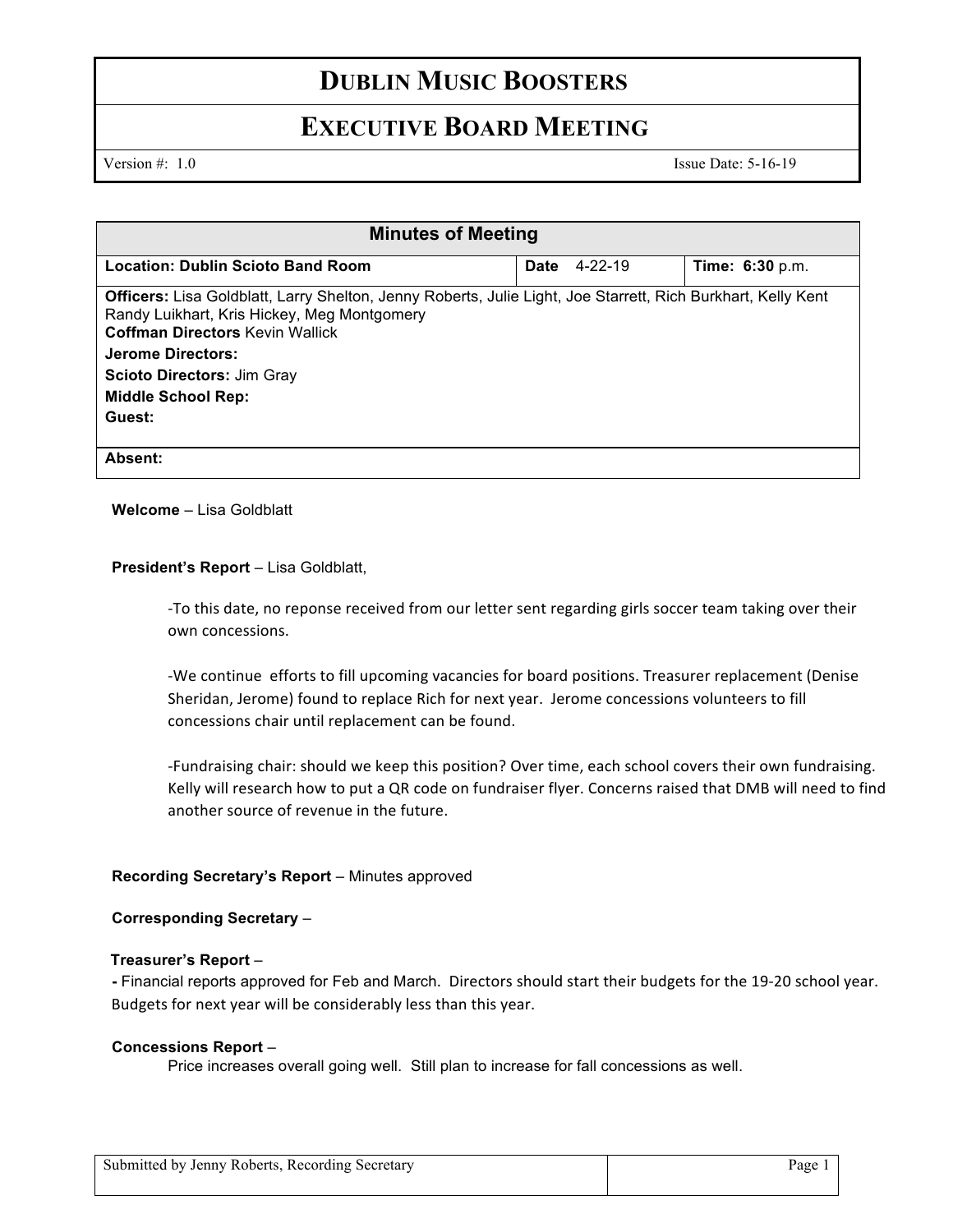# DUBLIN MUSIC BOOSTERS

## EXECUTIVE BOARD MEETING

Version #: 1.0 Issue Date: 5-16-19

| Minutes of Meeting | | |
|---|---|---|
| **Location: Dublin Scioto Band Room** | **Date** 4-22-19 | **Time: 6:30** p.m. |
| **Officers:** Lisa Goldblatt, Larry Shelton, Jenny Roberts, Julie Light, Joe Starrett, Rich Burkhart, Kelly Kent Randy Luikhart, Kris Hickey, Meg Montgomery<br>**Coffman Directors** Kevin Wallick<br>**Jerome Directors:**<br>**Scioto Directors:** Jim Gray<br>**Middle School Rep:**<br>**Guest:** | | |
| **Absent:** | | |

**Welcome** – Lisa Goldblatt

**President's Report** – Lisa Goldblatt,

-To this date, no reponse received from our letter sent regarding girls soccer team taking over their own concessions.

-We continue efforts to fill upcoming vacancies for board positions. Treasurer replacement (Denise Sheridan, Jerome) found to replace Rich for next year. Jerome concessions volunteers to fill concessions chair until replacement can be found.

-Fundraising chair: should we keep this position? Over time, each school covers their own fundraising. Kelly will research how to put a QR code on fundraiser flyer. Concerns raised that DMB will need to find another source of revenue in the future.

**Recording Secretary's Report** – Minutes approved

**Corresponding Secretary** –

**Treasurer's Report** –

**-** Financial reports approved for Feb and March. Directors should start their budgets for the 19-20 school year. Budgets for next year will be considerably less than this year.

**Concessions Report** –

Price increases overall going well. Still plan to increase for fall concessions as well.

Submitted by Jenny Roberts, Recording Secretary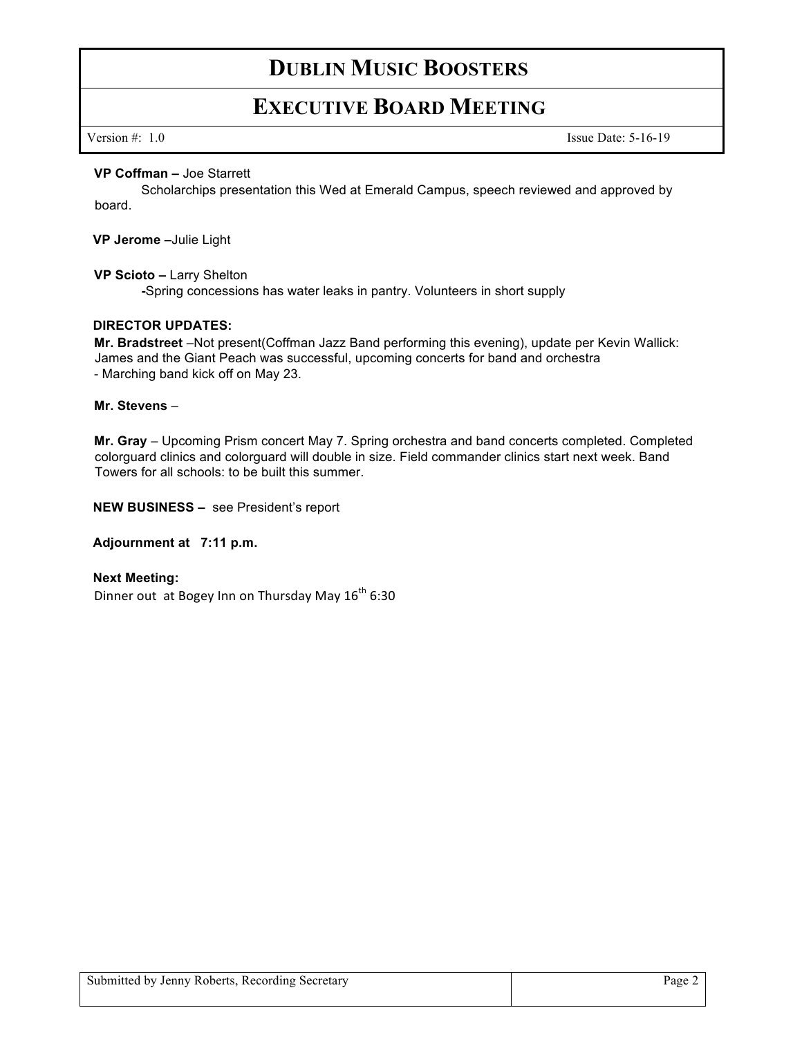**VP Coffman –** Joe Starrett

Scholarchips presentation this Wed at Emerald Campus, speech reviewed and approved by board.

**VP Jerome –**Julie Light

**VP Scioto –** Larry Shelton

**-**Spring concessions has water leaks in pantry. Volunteers in short supply

**DIRECTOR UPDATES:**

**Mr. Bradstreet** –Not present(Coffman Jazz Band performing this evening), update per Kevin Wallick: James and the Giant Peach was successful, upcoming concerts for band and orchestra
- Marching band kick off on May 23.

**Mr. Stevens** –

**Mr. Gray** – Upcoming Prism concert May 7. Spring orchestra and band concerts completed. Completed colorguard clinics and colorguard will double in size. Field commander clinics start next week. Band Towers for all schools: to be built this summer.

**NEW BUSINESS –** see President's report

**Adjournment at 7:11 p.m.**

**Next Meeting:**

Dinner out at Bogey Inn on Thursday May 16th 6:30